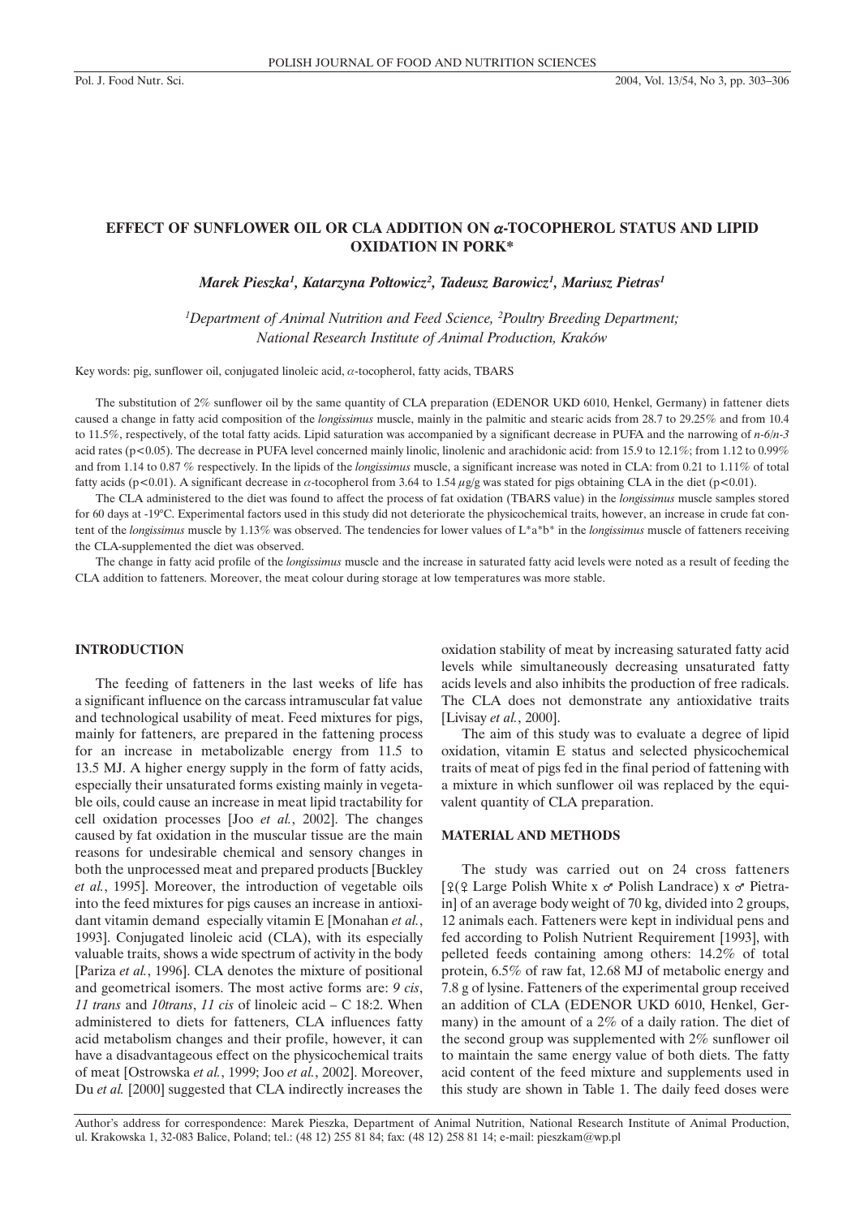# EFFECT OF SUNFLOWER OIL OR CLA ADDITION ON $\alpha$-TOCOPHEROL STATUS AND LIPID OXIDATION IN PORK*

***Marek Pieszka[1], Katarzyna Połtowicz[2], Tadeusz Barowicz[1], Mariusz Pietras[1]***

*[1]Department of Animal Nutrition and Feed Science, [2]Poultry Breeding Department; National Research Institute of Animal Production, Kraków*

Key words: pig, sunflower oil, conjugated linoleic acid, $\alpha$-tocopherol, fatty acids, TBARS

The substitution of 2% sunflower oil by the same quantity of CLA preparation (EDENOR UKD 6010, Henkel, Germany) in fattener diets caused a change in fatty acid composition of the *longissimus* muscle, mainly in the palmitic and stearic acids from 28.7 to 29.25% and from 10.4 to 11.5%, respectively, of the total fatty acids. Lipid saturation was accompanied by a significant decrease in PUFA and the narrowing of *n-6/n-3* acid rates ($p<0.05$). The decrease in PUFA level concerned mainly linolic, linolenic and arachidonic acid: from 15.9 to 12.1%; from 1.12 to 0.99% and from 1.14 to 0.87 % respectively. In the lipids of the *longissimus* muscle, a significant increase was noted in CLA: from 0.21 to 1.11% of total fatty acids ($p<0.01$). A significant decrease in $\alpha$-tocopherol from 3.64 to 1.54 $\mu$g/g was stated for pigs obtaining CLA in the diet ($p<0.01$).

The CLA administered to the diet was found to affect the process of fat oxidation (TBARS value) in the *longissimus* muscle samples stored for 60 days at -19ºC. Experimental factors used in this study did not deteriorate the physicochemical traits, however, an increase in crude fat content of the *longissimus* muscle by 1.13% was observed. The tendencies for lower values of L*a*b* in the *longissimus* muscle of fatteners receiving the CLA-supplemented the diet was observed.

The change in fatty acid profile of the *longissimus* muscle and the increase in saturated fatty acid levels were noted as a result of feeding the CLA addition to fatteners. Moreover, the meat colour during storage at low temperatures was more stable.

## INTRODUCTION

The feeding of fatteners in the last weeks of life has a significant influence on the carcass intramuscular fat value and technological usability of meat. Feed mixtures for pigs, mainly for fatteners, are prepared in the fattening process for an increase in metabolizable energy from 11.5 to 13.5 MJ. A higher energy supply in the form of fatty acids, especially their unsaturated forms existing mainly in vegetable oils, could cause an increase in meat lipid tractability for cell oxidation processes [Joo *et al.*, 2002]. The changes caused by fat oxidation in the muscular tissue are the main reasons for undesirable chemical and sensory changes in both the unprocessed meat and prepared products [Buckley *et al.*, 1995]. Moreover, the introduction of vegetable oils into the feed mixtures for pigs causes an increase in antioxidant vitamin demand especially vitamin E [Monahan *et al.*, 1993]. Conjugated linoleic acid (CLA), with its especially valuable traits, shows a wide spectrum of activity in the body [Pariza *et al.*, 1996]. CLA denotes the mixture of positional and geometrical isomers. The most active forms are: *9 cis*, *11 trans* and *10trans*, *11 cis* of linoleic acid – C 18:2. When administered to diets for fatteners, CLA influences fatty acid metabolism changes and their profile, however, it can have a disadvantageous effect on the physicochemical traits of meat [Ostrowska *et al.*, 1999; Joo *et al.*, 2002]. Moreover, Du *et al.* [2000] suggested that CLA indirectly increases the oxidation stability of meat by increasing saturated fatty acid levels while simultaneously decreasing unsaturated fatty acids levels and also inhibits the production of free radicals. The CLA does not demonstrate any antioxidative traits [Livisay *et al.*, 2000].

The aim of this study was to evaluate a degree of lipid oxidation, vitamin E status and selected physicochemical traits of meat of pigs fed in the final period of fattening with a mixture in which sunflower oil was replaced by the equivalent quantity of CLA preparation.

## MATERIAL AND METHODS

The study was carried out on 24 cross fatteners [♀(♀ Large Polish White x ♂ Polish Landrace) x ♂ Pietrain] of an average body weight of 70 kg, divided into 2 groups, 12 animals each. Fatteners were kept in individual pens and fed according to Polish Nutrient Requirement [1993], with pelleted feeds containing among others: 14.2% of total protein, 6.5% of raw fat, 12.68 MJ of metabolic energy and 7.8 g of lysine. Fatteners of the experimental group received an addition of CLA (EDENOR UKD 6010, Henkel, Germany) in the amount of a 2% of a daily ration. The diet of the second group was supplemented with 2% sunflower oil to maintain the same energy value of both diets. The fatty acid content of the feed mixture and supplements used in this study are shown in Table 1. The daily feed doses were

Author's address for correspondence: Marek Pieszka, Department of Animal Nutrition, National Research Institute of Animal Production, ul. Krakowska 1, 32-083 Balice, Poland; tel.: (48 12) 255 81 84; fax: (48 12) 258 81 14; e-mail: pieszkam@wp.pl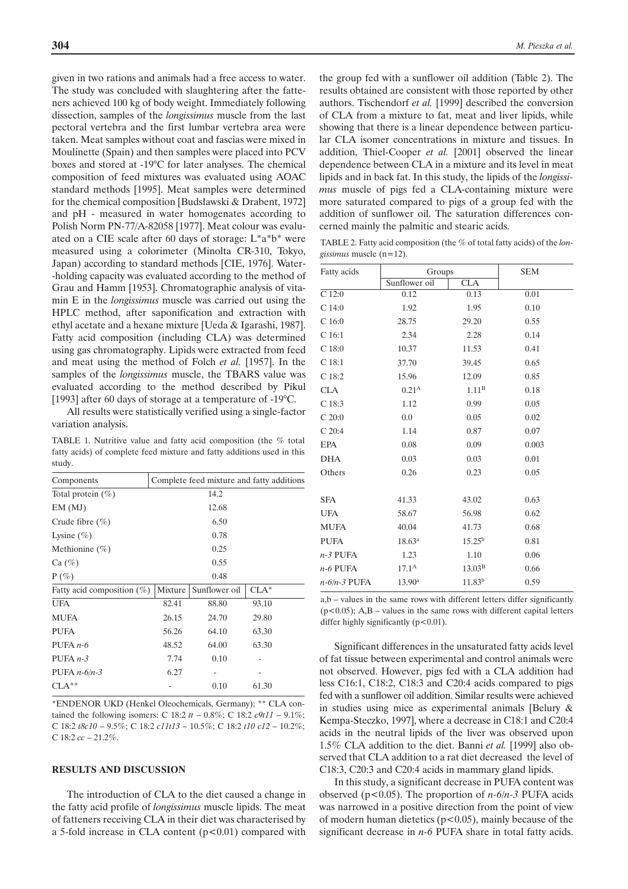given in two rations and animals had a free access to water. The study was concluded with slaughtering after the fatteners achieved 100 kg of body weight. Immediately following dissection, samples of the *longissimus* muscle from the last pectoral vertebra and the first lumbar vertebra area were taken. Meat samples without coat and fascias were mixed in Moulinette (Spain) and then samples were placed into PCV boxes and stored at -19°C for later analyses. The chemical composition of feed mixtures was evaluated using AOAC standard methods [1995]. Meat samples were determined for the chemical composition [Budsławski & Drabent, 1972] and pH - measured in water homogenates according to Polish Norm PN-77/A-82058 [1977]. Meat colour was evaluated on a CIE scale after 60 days of storage: L\*a\*b\* were measured using a colorimeter (Minolta CR-310, Tokyo, Japan) according to standard methods [CIE, 1976]. Water-holding capacity was evaluated according to the method of Grau and Hamm [1953]. Chromatographic analysis of vitamin E in the *longissimus* muscle was carried out using the HPLC method, after saponification and extraction with ethyl acetate and a hexane mixture [Ueda & Igarashi, 1987]. Fatty acid composition (including CLA) was determined using gas chromatography. Lipids were extracted from feed and meat using the method of Folch *et al.* [1957]. In the samples of the *longissimus* muscle, the TBARS value was evaluated according to the method described by Pikul [1993] after 60 days of storage at a temperature of -19°C.

All results were statistically verified using a single-factor variation analysis.

TABLE 1. Nutritive value and fatty acid composition (the % total fatty acids) of complete feed mixture and fatty additions used in this study.

| Components | Complete feed mixture and fatty additions | | |
|---|---|---|---|
| Total protein (%) | 14.2 | | |
| EM (MJ) | 12.68 | | |
| Crude fibre (%) | 6.50 | | |
| Lysine (%) | 0.78 | | |
| Methionine (%) | 0.25 | | |
| Ca (%) | 0.55 | | |
| P (%) | 0.48 | | |
| Fatty acid composition (%) | Mixture | Sunflower oil | CLA* |
| UFA | 82.41 | 88.80 | 93.10 |
| MUFA | 26.15 | 24.70 | 29.80 |
| PUFA | 56.26 | 64.10 | 63.30 |
| PUFA *n-6* | 48.52 | 64.00 | 63.30 |
| PUFA *n-3* | 7.74 | 0.10 | - |
| PUFA *n-6/n-3* | 6.27 | - | - |
| CLA** | - | 0.10 | 61.30 |

*ENDENOR UKD (Henkel Oleochemicals, Germany); ** CLA contained the following isomers: C 18:2 *tt* – 0.8%; C 18:2 *c9t11* – 9.1%; C 18:2 *t8c10* – 9.5%; C 18:2 *c11t13* – 10.5%; C 18:2 *t10 c12* – 10.2%; C 18:2 *cc* – 21.2%.

## RESULTS AND DISCUSSION

The introduction of CLA to the diet caused a change in the fatty acid profile of *longissimus* muscle lipids. The meat of fatteners receiving CLA in their diet was characterised by a 5-fold increase in CLA content ($p<0.01$) compared with the group fed with a sunflower oil addition (Table 2). The results obtained are consistent with those reported by other authors. Tischendorf *et al.* [1999] described the conversion of CLA from a mixture to fat, meat and liver lipids, while showing that there is a linear dependence between particular CLA isomer concentrations in mixture and tissues. In addition, Thiel-Cooper *et al.* [2001] observed the linear dependence between CLA in a mixture and its level in meat lipids and in back fat. In this study, the lipids of the *longissimus* muscle of pigs fed a CLA-containing mixture were more saturated compared to pigs of a group fed with the addition of sunflower oil. The saturation differences concerned mainly the palmitic and stearic acids.

TABLE 2. Fatty acid composition (the % of total fatty acids) of the *longissimus* muscle (n=12).

| Fatty acids | Groups | | SEM |
|---|---|---|---|
| | Sunflower oil | CLA | |
| C 12:0 | 0.12 | 0.13 | 0.01 |
| C 14:0 | 1.92 | 1.95 | 0.10 |
| C 16:0 | 28.75 | 29.20 | 0.55 |
| C 16:1 | 2.34 | 2.28 | 0.14 |
| C 18:0 | 10.37 | 11.53 | 0.41 |
| C 18:1 | 37.70 | 39.45 | 0.65 |
| C 18:2 | 15.96 | 12.09 | 0.85 |
| CLA | $0.21^{A}$ | $1.11^{B}$ | 0.18 |
| C 18:3 | 1.12 | 0.99 | 0.05 |
| C 20:0 | 0.0 | 0.05 | 0.02 |
| C 20:4 | 1.14 | 0.87 | 0.07 |
| EPA | 0.08 | 0.09 | 0.003 |
| DHA | 0.03 | 0.03 | 0.01 |
| Others | 0.26 | 0.23 | 0.05 |
| SFA | 41.33 | 43.02 | 0.63 |
| UFA | 58.67 | 56.98 | 0.62 |
| MUFA | 40.04 | 41.73 | 0.68 |
| PUFA | $18.63^{a}$ | $15.25^{b}$ | 0.81 |
| *n-3* PUFA | 1.23 | 1.10 | 0.06 |
| *n-6* PUFA | $17.1^{A}$ | $13.03^{B}$ | 0.66 |
| *n-6/n-3* PUFA | $13.90^{a}$ | $11.83^{b}$ | 0.59 |

a,b – values in the same rows with different letters differ significantly ($p<0.05$); A,B – values in the same rows with different capital letters differ highly significantly ($p<0.01$).

Significant differences in the unsaturated fatty acids level of fat tissue between experimental and control animals were not observed. However, pigs fed with a CLA addition had less C16:1, C18:2, C18:3 and C20:4 acids compared to pigs fed with a sunflower oil addition. Similar results were achieved in studies using mice as experimental animals [Belury & Kempa-Steczko, 1997], where a decrease in C18:1 and C20:4 acids in the neutral lipids of the liver was observed upon 1.5% CLA addition to the diet. Banni *et al.* [1999] also observed that CLA addition to a rat diet decreased the level of C18:3, C20:3 and C20:4 acids in mammary gland lipids.

In this study, a significant decrease in PUFA content was observed ($p<0.05$). The proportion of *n-6/n-3* PUFA acids was narrowed in a positive direction from the point of view of modern human dietetics ($p<0.05$), mainly because of the significant decrease in *n-6* PUFA share in total fatty acids.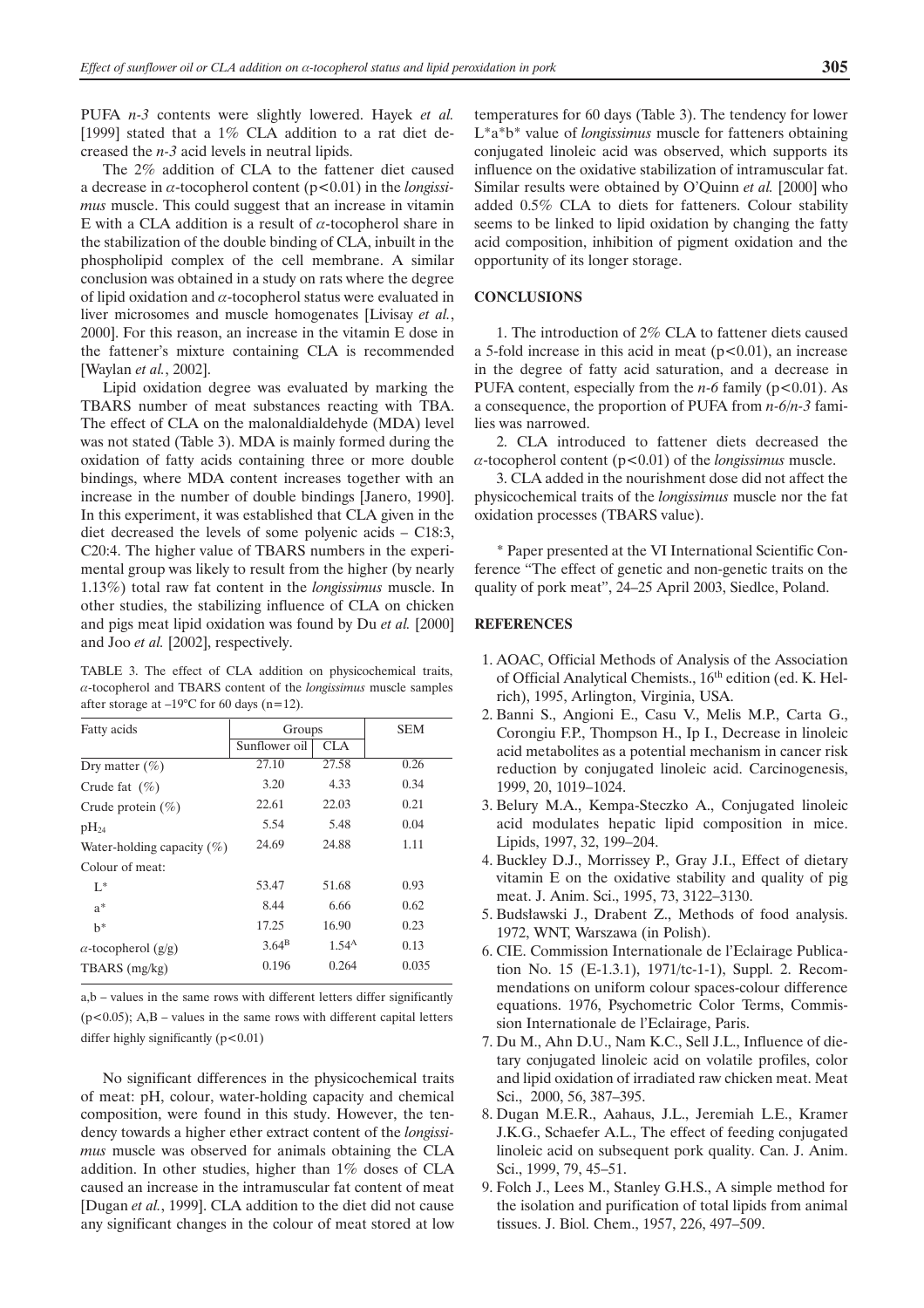PUFA *n-3* contents were slightly lowered. Hayek *et al.* [1999] stated that a 1% CLA addition to a rat diet decreased the *n-3* acid levels in neutral lipids.

The 2% addition of CLA to the fattener diet caused a decrease in $\alpha$-tocopherol content ($p<0.01$) in the *longissimus* muscle. This could suggest that an increase in vitamin E with a CLA addition is a result of $\alpha$-tocopherol share in the stabilization of the double binding of CLA, inbuilt in the phospholipid complex of the cell membrane. A similar conclusion was obtained in a study on rats where the degree of lipid oxidation and $\alpha$-tocopherol status were evaluated in liver microsomes and muscle homogenates [Livisay *et al.*, 2000]. For this reason, an increase in the vitamin E dose in the fattener's mixture containing CLA is recommended [Waylan *et al.*, 2002].

Lipid oxidation degree was evaluated by marking the TBARS number of meat substances reacting with TBA. The effect of CLA on the malonaldialdehyde (MDA) level was not stated (Table 3). MDA is mainly formed during the oxidation of fatty acids containing three or more double bindings, where MDA content increases together with an increase in the number of double bindings [Janero, 1990]. In this experiment, it was established that CLA given in the diet decreased the levels of some polyenic acids – C18:3, C20:4. The higher value of TBARS numbers in the experimental group was likely to result from the higher (by nearly 1.13%) total raw fat content in the *longissimus* muscle. In other studies, the stabilizing influence of CLA on chicken and pigs meat lipid oxidation was found by Du *et al.* [2000] and Joo *et al.* [2002], respectively.

TABLE 3. The effect of CLA addition on physicochemical traits, $\alpha$-tocopherol and TBARS content of the *longissimus* muscle samples after storage at –19°C for 60 days (n=12).

| Fatty acids | Groups | | SEM |
|---|---|---|---|
| | Sunflower oil | CLA | |
| Dry matter (%) | 27.10 | 27.58 | 0.26 |
| Crude fat (%) | 3.20 | 4.33 | 0.34 |
| Crude protein (%) | 22.61 | 22.03 | 0.21 |
| $pH_{24}$ | 5.54 | 5.48 | 0.04 |
| Water-holding capacity (%) | 24.69 | 24.88 | 1.11 |
| Colour of meat: | | | |
| L* | 53.47 | 51.68 | 0.93 |
| a* | 8.44 | 6.66 | 0.62 |
| b* | 17.25 | 16.90 | 0.23 |
| $\alpha$-tocopherol (g/g) | $3.64^{B}$ | $1.54^{A}$ | 0.13 |
| TBARS (mg/kg) | 0.196 | 0.264 | 0.035 |

a,b – values in the same rows with different letters differ significantly ($p<0.05$); A,B – values in the same rows with different capital letters differ highly significantly ($p<0.01$)

No significant differences in the physicochemical traits of meat: pH, colour, water-holding capacity and chemical composition, were found in this study. However, the tendency towards a higher ether extract content of the *longissimus* muscle was observed for animals obtaining the CLA addition. In other studies, higher than 1% doses of CLA caused an increase in the intramuscular fat content of meat [Dugan *et al.*, 1999]. CLA addition to the diet did not cause any significant changes in the colour of meat stored at low temperatures for 60 days (Table 3). The tendency for lower L\*a\*b\* value of *longissimus* muscle for fatteners obtaining conjugated linoleic acid was observed, which supports its influence on the oxidative stabilization of intramuscular fat. Similar results were obtained by O'Quinn *et al.* [2000] who added 0.5% CLA to diets for fatteners. Colour stability seems to be linked to lipid oxidation by changing the fatty acid composition, inhibition of pigment oxidation and the opportunity of its longer storage.

## CONCLUSIONS

1. The introduction of 2% CLA to fattener diets caused a 5-fold increase in this acid in meat ($p<0.01$), an increase in the degree of fatty acid saturation, and a decrease in PUFA content, especially from the *n-6* family ($p<0.01$). As a consequence, the proportion of PUFA from *n-6*/*n-3* families was narrowed.

2. CLA introduced to fattener diets decreased the $\alpha$-tocopherol content ($p<0.01$) of the *longissimus* muscle.

3. CLA added in the nourishment dose did not affect the physicochemical traits of the *longissimus* muscle nor the fat oxidation processes (TBARS value).

\* Paper presented at the VI International Scientific Conference "The effect of genetic and non-genetic traits on the quality of pork meat", 24–25 April 2003, Siedlce, Poland.

## REFERENCES

1. AOAC, Official Methods of Analysis of the Association of Official Analytical Chemists., 16th edition (ed. K. Helrich), 1995, Arlington, Virginia, USA.
2. Banni S., Angioni E., Casu V., Melis M.P., Carta G., Corongiu F.P., Thompson H., Ip I., Decrease in linoleic acid metabolites as a potential mechanism in cancer risk reduction by conjugated linoleic acid. Carcinogenesis, 1999, 20, 1019–1024.
3. Belury M.A., Kempa-Steczko A., Conjugated linoleic acid modulates hepatic lipid composition in mice. Lipids, 1997, 32, 199–204.
4. Buckley D.J., Morrissey P., Gray J.I., Effect of dietary vitamin E on the oxidative stability and quality of pig meat. J. Anim. Sci., 1995, 73, 3122–3130.
5. Budsławski J., Drabent Z., Methods of food analysis. 1972, WNT, Warszawa (in Polish).
6. CIE. Commission Internationale de l'Eclairage Publication No. 15 (E-1.3.1), 1971/tc-1-1), Suppl. 2. Recommendations on uniform colour spaces-colour difference equations. 1976, Psychometric Color Terms, Commission Internationale de l'Eclairage, Paris.
7. Du M., Ahn D.U., Nam K.C., Sell J.L., Influence of dietary conjugated linoleic acid on volatile profiles, color and lipid oxidation of irradiated raw chicken meat. Meat Sci., 2000, 56, 387–395.
8. Dugan M.E.R., Aahaus, J.L., Jeremiah L.E., Kramer J.K.G., Schaefer A.L., The effect of feeding conjugated linoleic acid on subsequent pork quality. Can. J. Anim. Sci., 1999, 79, 45–51.
9. Folch J., Lees M., Stanley G.H.S., A simple method for the isolation and purification of total lipids from animal tissues. J. Biol. Chem., 1957, 226, 497–509.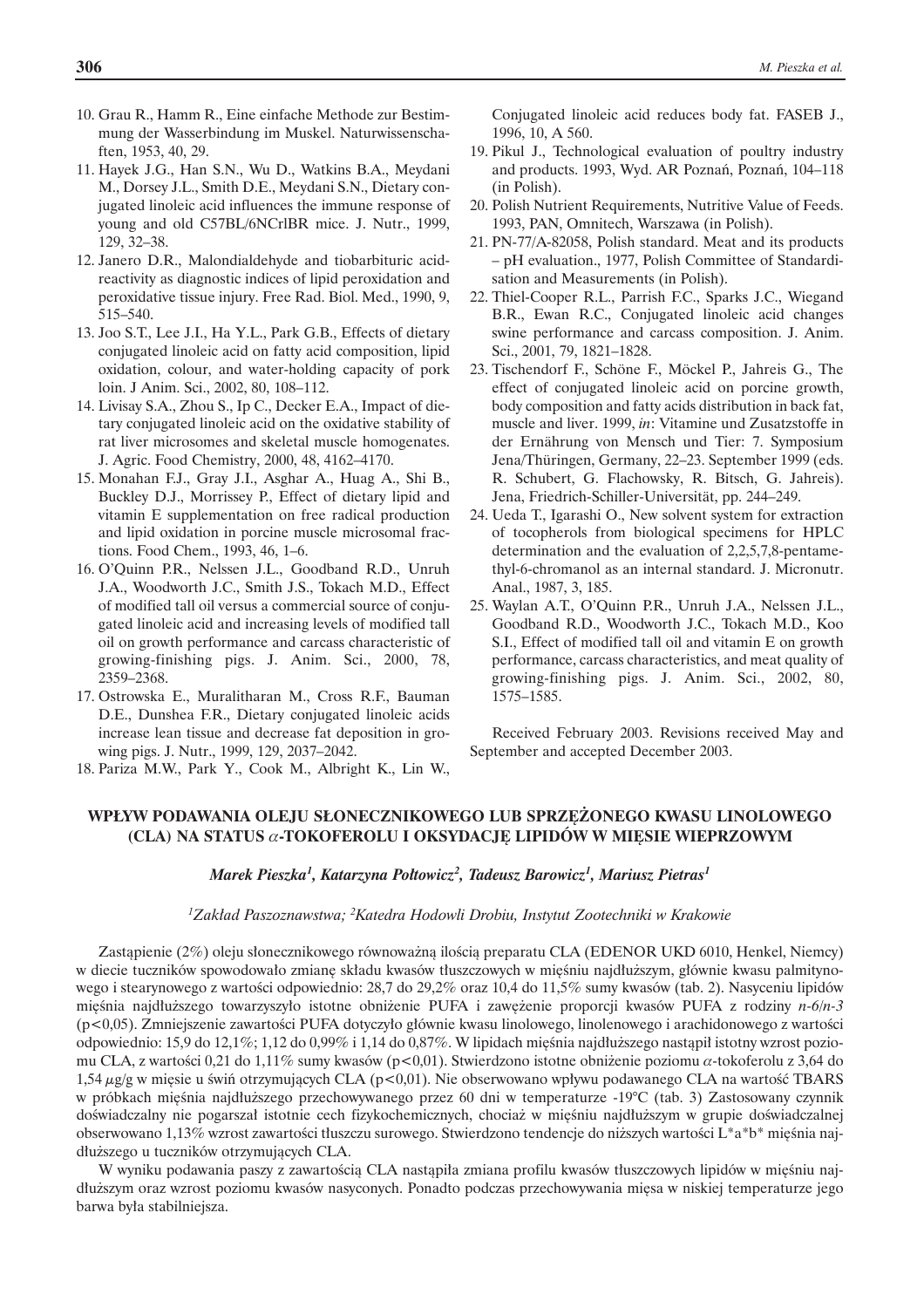10. Grau R., Hamm R., Eine einfache Methode zur Bestimmung der Wasserbindung im Muskel. Naturwissenschaften, 1953, 40, 29.
11. Hayek J.G., Han S.N., Wu D., Watkins B.A., Meydani M., Dorsey J.L., Smith D.E., Meydani S.N., Dietary conjugated linoleic acid influences the immune response of young and old C57BL/6NCrlBR mice. J. Nutr., 1999, 129, 32–38.
12. Janero D.R., Malondialdehyde and tiobarbituric acid-reactivity as diagnostic indices of lipid peroxidation and peroxidative tissue injury. Free Rad. Biol. Med., 1990, 9, 515–540.
13. Joo S.T., Lee J.I., Ha Y.L., Park G.B., Effects of dietary conjugated linoleic acid on fatty acid composition, lipid oxidation, colour, and water-holding capacity of pork loin. J Anim. Sci., 2002, 80, 108–112.
14. Livisay S.A., Zhou S., Ip C., Decker E.A., Impact of dietary conjugated linoleic acid on the oxidative stability of rat liver microsomes and skeletal muscle homogenates. J. Agric. Food Chemistry, 2000, 48, 4162–4170.
15. Monahan F.J., Gray J.I., Asghar A., Huag A., Shi B., Buckley D.J., Morrissey P., Effect of dietary lipid and vitamin E supplementation on free radical production and lipid oxidation in porcine muscle microsomal fractions. Food Chem., 1993, 46, 1–6.
16. O'Quinn P.R., Nelssen J.L., Goodband R.D., Unruh J.A., Woodworth J.C., Smith J.S., Tokach M.D., Effect of modified tall oil versus a commercial source of conjugated linoleic acid and increasing levels of modified tall oil on growth performance and carcass characteristic of growing-finishing pigs. J. Anim. Sci., 2000, 78, 2359–2368.
17. Ostrowska E., Muralitharan M., Cross R.F., Bauman D.E., Dunshea F.R., Dietary conjugated linoleic acids increase lean tissue and decrease fat deposition in growing pigs. J. Nutr., 1999, 129, 2037–2042.
18. Pariza M.W., Park Y., Cook M., Albright K., Lin W., Conjugated linoleic acid reduces body fat. FASEB J., 1996, 10, A 560.
19. Pikul J., Technological evaluation of poultry industry and products. 1993, Wyd. AR Poznań, Poznań, 104–118 (in Polish).
20. Polish Nutrient Requirements, Nutritive Value of Feeds. 1993, PAN, Omnitech, Warszawa (in Polish).
21. PN-77/A-82058, Polish standard. Meat and its products – pH evaluation., 1977, Polish Committee of Standardisation and Measurements (in Polish).
22. Thiel-Cooper R.L., Parrish F.C., Sparks J.C., Wiegand B.R., Ewan R.C., Conjugated linoleic acid changes swine performance and carcass composition. J. Anim. Sci., 2001, 79, 1821–1828.
23. Tischendorf F., Schöne F., Möckel P., Jahreis G., The effect of conjugated linoleic acid on porcine growth, body composition and fatty acids distribution in back fat, muscle and liver. 1999, *in*: Vitamine und Zusatzstoffe in der Ernährung von Mensch und Tier: 7. Symposium Jena/Thüringen, Germany, 22–23. September 1999 (eds. R. Schubert, G. Flachowsky, R. Bitsch, G. Jahreis). Jena, Friedrich-Schiller-Universität, pp. 244–249.
24. Ueda T., Igarashi O., New solvent system for extraction of tocopherols from biological specimens for HPLC determination and the evaluation of 2,2,5,7,8-pentamethyl-6-chromanol as an internal standard. J. Micronutr. Anal., 1987, 3, 185.
25. Waylan A.T., O'Quinn P.R., Unruh J.A., Nelssen J.L., Goodband R.D., Woodworth J.C., Tokach M.D., Koo S.I., Effect of modified tall oil and vitamin E on growth performance, carcass characteristics, and meat quality of growing-finishing pigs. J. Anim. Sci., 2002, 80, 1575–1585.

Received February 2003. Revisions received May and September and accepted December 2003.

## WPŁYW PODAWANIA OLEJU SŁONECZNIKOWEGO LUB SPRZĘŻONEGO KWASU LINOLOWEGO (CLA) NA STATUS $\alpha$-TOKOFEROLU I OKSYDACJĘ LIPIDÓW W MIĘSIE WIEPRZOWYM

***Marek Pieszka[1], Katarzyna Połtowicz[2], Tadeusz Barowicz[1], Mariusz Pietras[1]***

*[1]Zakład Paszoznawstwa; [2]Katedra Hodowli Drobiu, Instytut Zootechniki w Krakowie*

Zastąpienie (2%) oleju słonecznikowego równoważną ilością preparatu CLA (EDENOR UKD 6010, Henkel, Niemcy) w diecie tuczników spowodowało zmianę składu kwasów tłuszczowych w mięśniu najdłuższym, głównie kwasu palmitynowego i stearynowego z wartości odpowiednio: 28,7 do 29,2% oraz 10,4 do 11,5% sumy kwasów (tab. 2). Nasyceniu lipidów mięśnia najdłuższego towarzyszyło istotne obniżenie PUFA i zawężenie proporcji kwasów PUFA z rodziny *n-6*/*n-3* ($p<0,05$). Zmniejszenie zawartości PUFA dotyczyło głównie kwasu linolowego, linolenowego i arachidonowego z wartości odpowiednio: 15,9 do 12,1%; 1,12 do 0,99% i 1,14 do 0,87%. W lipidach mięśnia najdłuższego nastąpił istotny wzrost poziomu CLA, z wartości 0,21 do 1,11% sumy kwasów ($p<0,01$). Stwierdzono istotne obniżenie poziomu $\alpha$-tokoferolu z 3,64 do 1,54 $\mu$g/g w mięsie u świń otrzymujących CLA ($p<0,01$). Nie obserwowano wpływu podawanego CLA na wartość TBARS w próbkach mięśnia najdłuższego przechowywanego przez 60 dni w temperaturze -19°C (tab. 3) Zastosowany czynnik doświadczalny nie pogarszał istotnie cech fizykochemicznych, chociaż w mięśniu najdłuższym w grupie doświadczalnej obserwowano 1,13% wzrost zawartości tłuszczu surowego. Stwierdzono tendencje do niższych wartości L\*a\*b\* mięśnia najdłuższego u tuczników otrzymujących CLA.

W wyniku podawania paszy z zawartością CLA nastąpiła zmiana profilu kwasów tłuszczowych lipidów w mięśniu najdłuższym oraz wzrost poziomu kwasów nasyconych. Ponadto podczas przechowywania mięsa w niskiej temperaturze jego barwa była stabilniejsza.